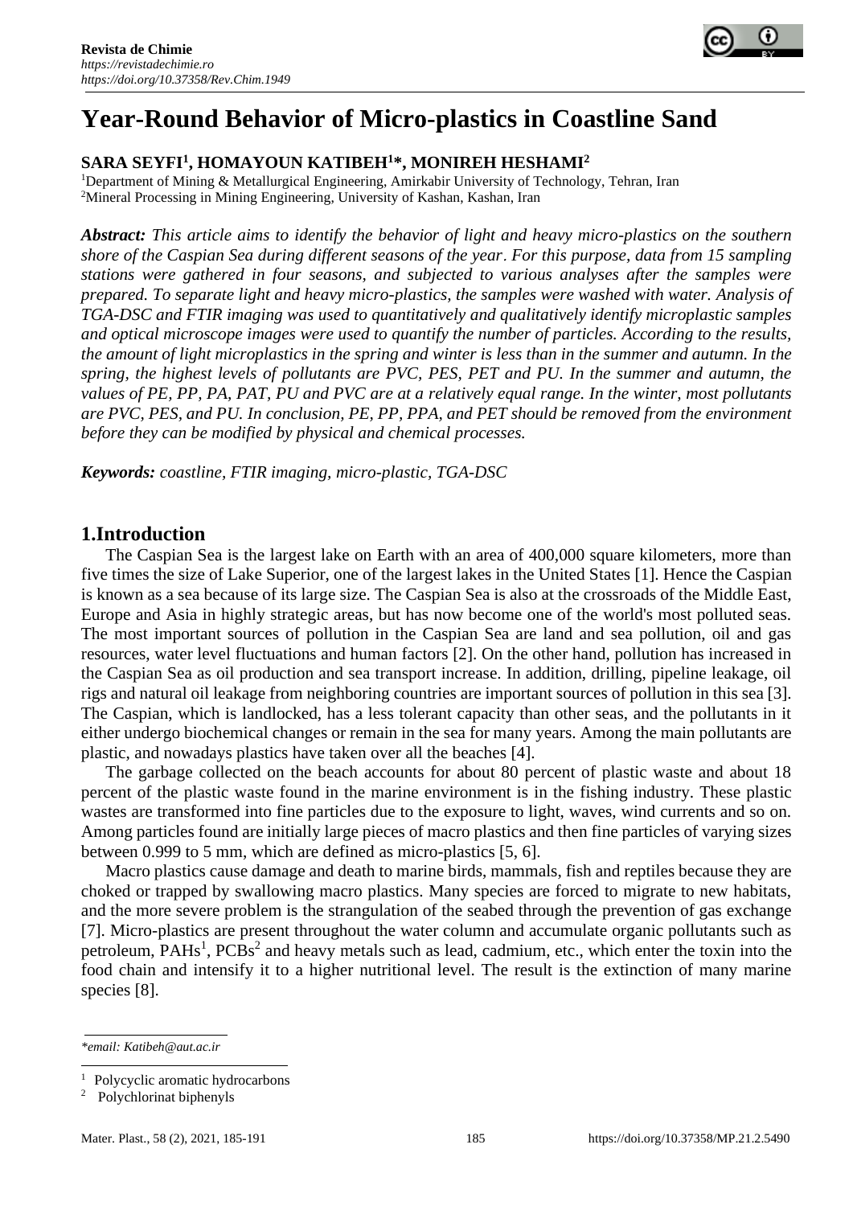# Year-Round Behavior of Micro-plastics in Coastline Sand

**SARA SEYFI[1], HOMAYOUN KATIBEH[1]*, MONIREH HESHAMI[2]**

[1]Department of Mining & Metallurgical Engineering, Amirkabir University of Technology, Tehran, Iran
[2]Mineral Processing in Mining Engineering, University of Kashan, Kashan, Iran

***Abstract:*** *This article aims to identify the behavior of light and heavy micro-plastics on the southern shore of the Caspian Sea during different seasons of the year. For this purpose, data from 15 sampling stations were gathered in four seasons, and subjected to various analyses after the samples were prepared. To separate light and heavy micro-plastics, the samples were washed with water. Analysis of TGA-DSC and FTIR imaging was used to quantitatively and qualitatively identify microplastic samples and optical microscope images were used to quantify the number of particles. According to the results, the amount of light microplastics in the spring and winter is less than in the summer and autumn. In the spring, the highest levels of pollutants are PVC, PES, PET and PU. In the summer and autumn, the values of PE, PP, PA, PAT, PU and PVC are at a relatively equal range. In the winter, most pollutants are PVC, PES, and PU. In conclusion, PE, PP, PPA, and PET should be removed from the environment before they can be modified by physical and chemical processes.*

***Keywords:*** *coastline, FTIR imaging, micro-plastic, TGA-DSC*

## 1.Introduction

The Caspian Sea is the largest lake on Earth with an area of 400,000 square kilometers, more than five times the size of Lake Superior, one of the largest lakes in the United States [1]. Hence the Caspian is known as a sea because of its large size. The Caspian Sea is also at the crossroads of the Middle East, Europe and Asia in highly strategic areas, but has now become one of the world's most polluted seas. The most important sources of pollution in the Caspian Sea are land and sea pollution, oil and gas resources, water level fluctuations and human factors [2]. On the other hand, pollution has increased in the Caspian Sea as oil production and sea transport increase. In addition, drilling, pipeline leakage, oil rigs and natural oil leakage from neighboring countries are important sources of pollution in this sea [3]. The Caspian, which is landlocked, has a less tolerant capacity than other seas, and the pollutants in it either undergo biochemical changes or remain in the sea for many years. Among the main pollutants are plastic, and nowadays plastics have taken over all the beaches [4].

The garbage collected on the beach accounts for about 80 percent of plastic waste and about 18 percent of the plastic waste found in the marine environment is in the fishing industry. These plastic wastes are transformed into fine particles due to the exposure to light, waves, wind currents and so on. Among particles found are initially large pieces of macro plastics and then fine particles of varying sizes between 0.999 to 5 mm, which are defined as micro-plastics [5, 6].

Macro plastics cause damage and death to marine birds, mammals, fish and reptiles because they are choked or trapped by swallowing macro plastics. Many species are forced to migrate to new habitats, and the more severe problem is the strangulation of the seabed through the prevention of gas exchange [7]. Micro-plastics are present throughout the water column and accumulate organic pollutants such as petroleum, PAHs[1], PCBs[2] and heavy metals such as lead, cadmium, etc., which enter the toxin into the food chain and intensify it to a higher nutritional level. The result is the extinction of many marine species [8].

---

*\*email: Katibeh@aut.ac.ir*

[1] Polycyclic aromatic hydrocarbons
[2] Polychlorinat biphenyls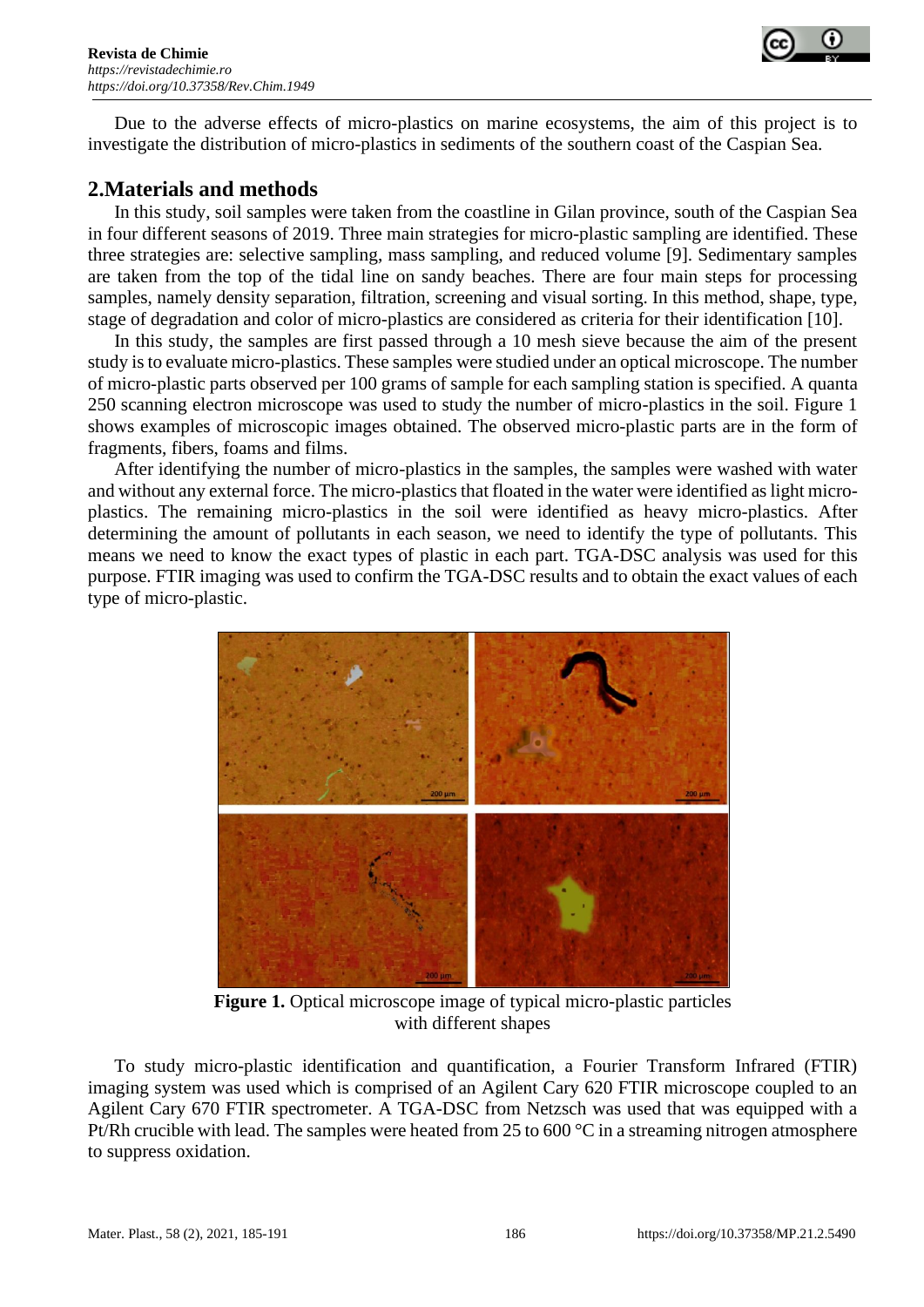Due to the adverse effects of micro-plastics on marine ecosystems, the aim of this project is to investigate the distribution of micro-plastics in sediments of the southern coast of the Caspian Sea.

## 2.Materials and methods

In this study, soil samples were taken from the coastline in Gilan province, south of the Caspian Sea in four different seasons of 2019. Three main strategies for micro-plastic sampling are identified. These three strategies are: selective sampling, mass sampling, and reduced volume [9]. Sedimentary samples are taken from the top of the tidal line on sandy beaches. There are four main steps for processing samples, namely density separation, filtration, screening and visual sorting. In this method, shape, type, stage of degradation and color of micro-plastics are considered as criteria for their identification [10].

In this study, the samples are first passed through a 10 mesh sieve because the aim of the present study is to evaluate micro-plastics. These samples were studied under an optical microscope. The number of micro-plastic parts observed per 100 grams of sample for each sampling station is specified. A quanta 250 scanning electron microscope was used to study the number of micro-plastics in the soil. Figure 1 shows examples of microscopic images obtained. The observed micro-plastic parts are in the form of fragments, fibers, foams and films.

After identifying the number of micro-plastics in the samples, the samples were washed with water and without any external force. The micro-plastics that floated in the water were identified as light micro-plastics. The remaining micro-plastics in the soil were identified as heavy micro-plastics. After determining the amount of pollutants in each season, we need to identify the type of pollutants. This means we need to know the exact types of plastic in each part. TGA-DSC analysis was used for this purpose. FTIR imaging was used to confirm the TGA-DSC results and to obtain the exact values of each type of micro-plastic.

**Figure 1.** Optical microscope image of typical micro-plastic particles with different shapes

To study micro-plastic identification and quantification, a Fourier Transform Infrared (FTIR) imaging system was used which is comprised of an Agilent Cary 620 FTIR microscope coupled to an Agilent Cary 670 FTIR spectrometer. A TGA-DSC from Netzsch was used that was equipped with a Pt/Rh crucible with lead. The samples were heated from 25 to 600 °C in a streaming nitrogen atmosphere to suppress oxidation.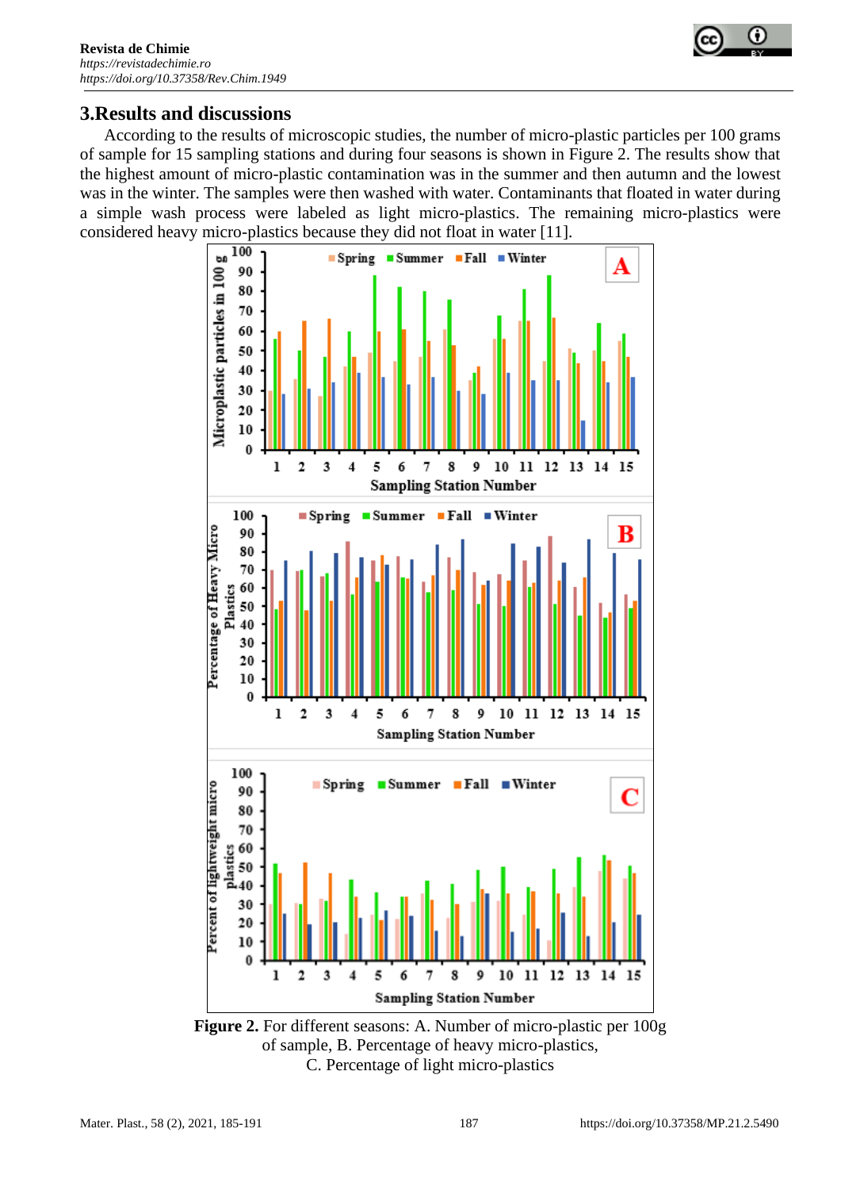## 3.Results and discussions

According to the results of microscopic studies, the number of micro-plastic particles per 100 grams of sample for 15 sampling stations and during four seasons is shown in Figure 2. The results show that the highest amount of micro-plastic contamination was in the summer and then autumn and the lowest was in the winter. The samples were then washed with water. Contaminants that floated in water during a simple wash process were labeled as light micro-plastics. The remaining micro-plastics were considered heavy micro-plastics because they did not float in water [11].

**Figure 2.** For different seasons: A. Number of micro-plastic per 100g of sample, B. Percentage of heavy micro-plastics, C. Percentage of light micro-plastics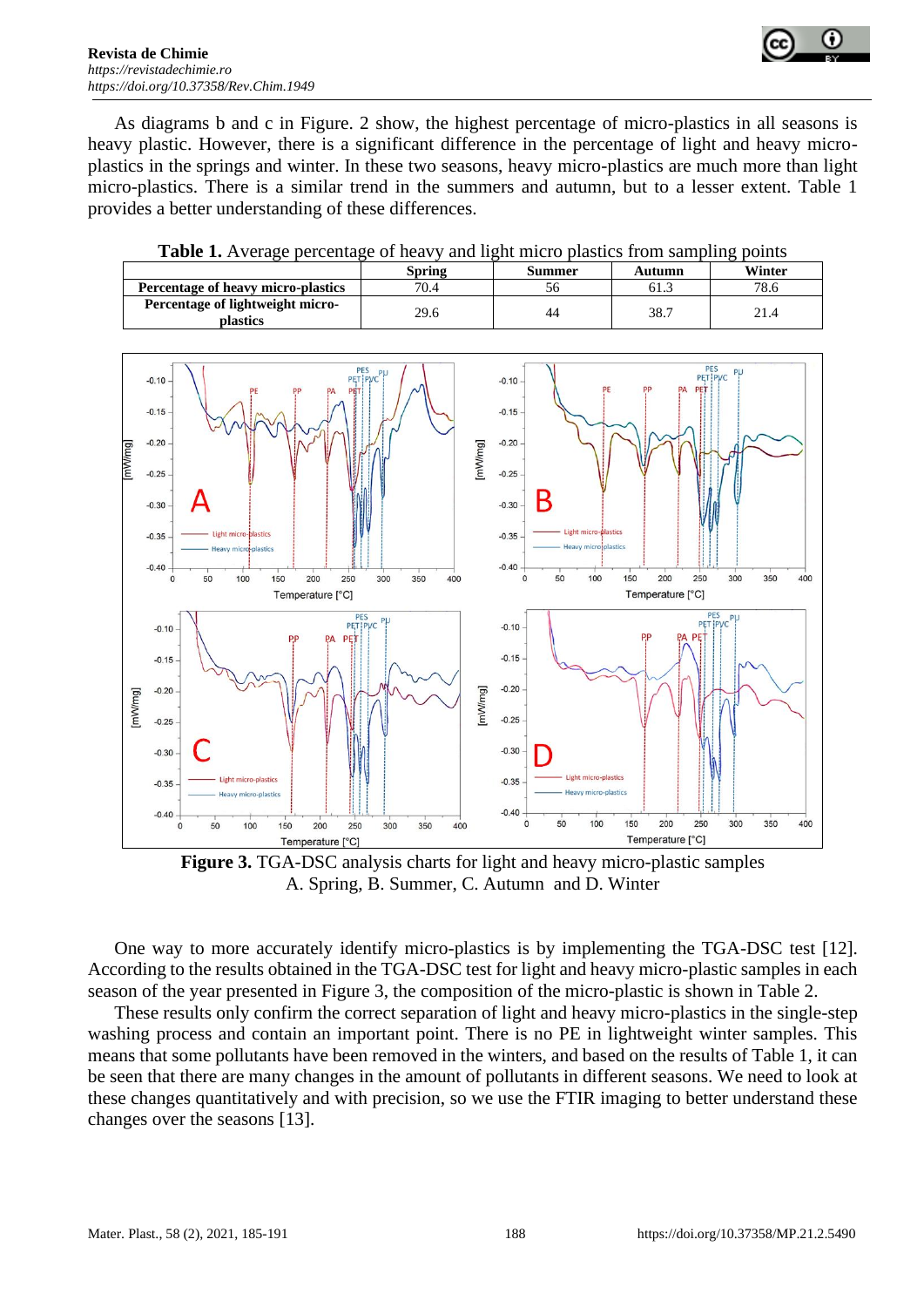As diagrams b and c in Figure. 2 show, the highest percentage of micro-plastics in all seasons is heavy plastic. However, there is a significant difference in the percentage of light and heavy micro-plastics in the springs and winter. In these two seasons, heavy micro-plastics are much more than light micro-plastics. There is a similar trend in the summers and autumn, but to a lesser extent. Table 1 provides a better understanding of these differences.

**Table 1.** Average percentage of heavy and light micro plastics from sampling points

| | Spring | Summer | Autumn | Winter |
|---|---|---|---|---|
| **Percentage of heavy micro-plastics** | 70.4 | 56 | 61.3 | 78.6 |
| **Percentage of lightweight micro-plastics** | 29.6 | 44 | 38.7 | 21.4 |

**Figure 3.** TGA-DSC analysis charts for light and heavy micro-plastic samples A. Spring, B. Summer, C. Autumn and D. Winter

One way to more accurately identify micro-plastics is by implementing the TGA-DSC test [12]. According to the results obtained in the TGA-DSC test for light and heavy micro-plastic samples in each season of the year presented in Figure 3, the composition of the micro-plastic is shown in Table 2.

These results only confirm the correct separation of light and heavy micro-plastics in the single-step washing process and contain an important point. There is no PE in lightweight winter samples. This means that some pollutants have been removed in the winters, and based on the results of Table 1, it can be seen that there are many changes in the amount of pollutants in different seasons. We need to look at these changes quantitatively and with precision, so we use the FTIR imaging to better understand these changes over the seasons [13].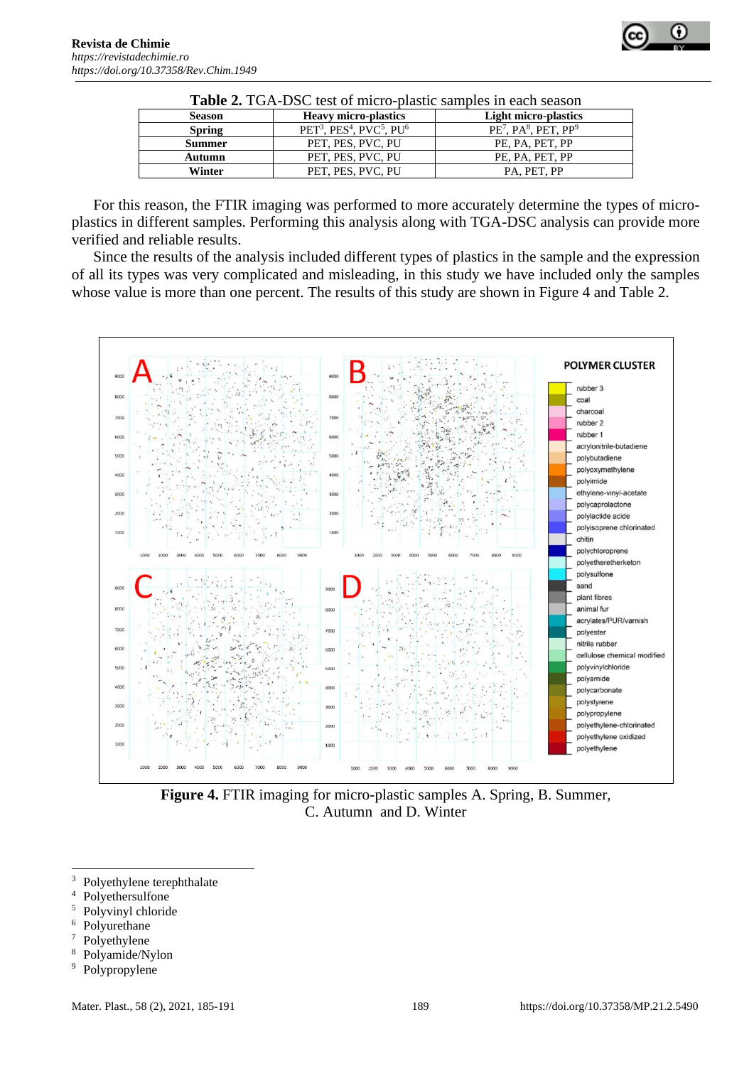**Table 2.** TGA-DSC test of micro-plastic samples in each season

| Season | Heavy micro-plastics | Light micro-plastics |
|---|---|---|
| **Spring** | PET[3], PES[4], PVC[5], PU[6] | PE[7], PA[8], PET, PP[9] |
| **Summer** | PET, PES, PVC, PU | PE, PA, PET, PP |
| **Autumn** | PET, PES, PVC, PU | PE, PA, PET, PP |
| **Winter** | PET, PES, PVC, PU | PA, PET, PP |

For this reason, the FTIR imaging was performed to more accurately determine the types of micro-plastics in different samples. Performing this analysis along with TGA-DSC analysis can provide more verified and reliable results.

Since the results of the analysis included different types of plastics in the sample and the expression of all its types was very complicated and misleading, in this study we have included only the samples whose value is more than one percent. The results of this study are shown in Figure 4 and Table 2.

**Figure 4.** FTIR imaging for micro-plastic samples A. Spring, B. Summer, C. Autumn and D. Winter

---

[3] Polyethylene terephthalate
[4] Polyethersulfone
[5] Polyvinyl chloride
[6] Polyurethane
[7] Polyethylene
[8] Polyamide/Nylon
[9] Polypropylene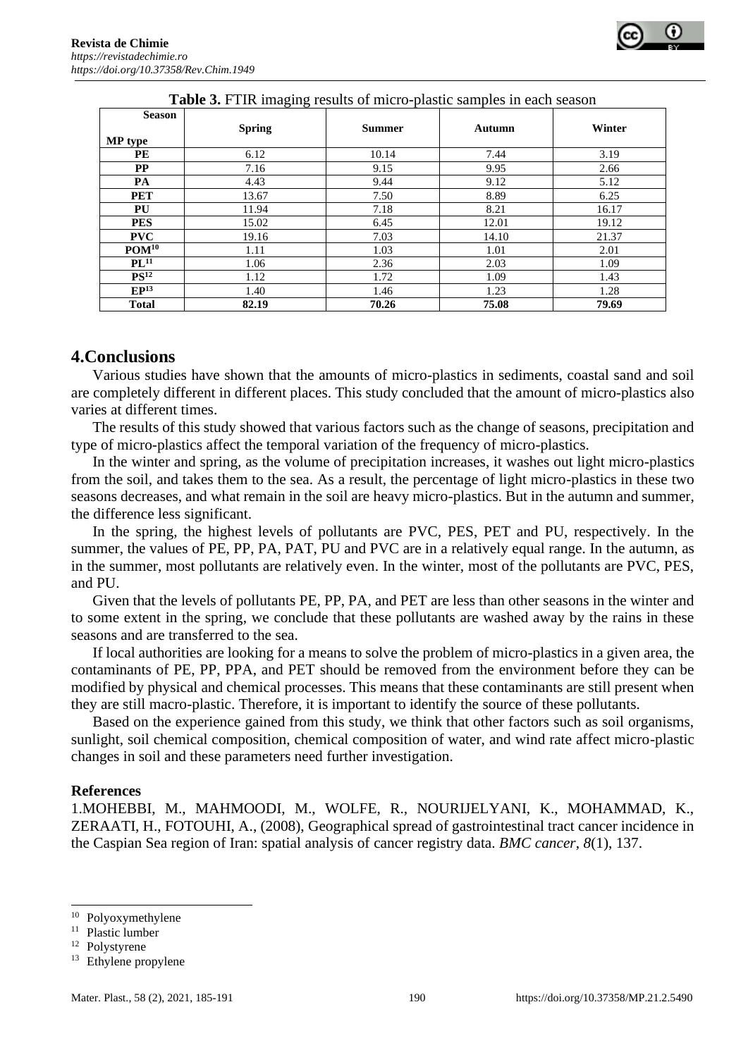**Table 3.** FTIR imaging results of micro-plastic samples in each season

| Season / MP type | Spring | Summer | Autumn | Winter |
|---|---|---|---|---|
| **PE** | 6.12 | 10.14 | 7.44 | 3.19 |
| **PP** | 7.16 | 9.15 | 9.95 | 2.66 |
| **PA** | 4.43 | 9.44 | 9.12 | 5.12 |
| **PET** | 13.67 | 7.50 | 8.89 | 6.25 |
| **PU** | 11.94 | 7.18 | 8.21 | 16.17 |
| **PES** | 15.02 | 6.45 | 12.01 | 19.12 |
| **PVC** | 19.16 | 7.03 | 14.10 | 21.37 |
| **POM**[10] | 1.11 | 1.03 | 1.01 | 2.01 |
| **PL**[11] | 1.06 | 2.36 | 2.03 | 1.09 |
| **PS**[12] | 1.12 | 1.72 | 1.09 | 1.43 |
| **EP**[13] | 1.40 | 1.46 | 1.23 | 1.28 |
| **Total** | **82.19** | **70.26** | **75.08** | **79.69** |

## 4.Conclusions

Various studies have shown that the amounts of micro-plastics in sediments, coastal sand and soil are completely different in different places. This study concluded that the amount of micro-plastics also varies at different times.

The results of this study showed that various factors such as the change of seasons, precipitation and type of micro-plastics affect the temporal variation of the frequency of micro-plastics.

In the winter and spring, as the volume of precipitation increases, it washes out light micro-plastics from the soil, and takes them to the sea. As a result, the percentage of light micro-plastics in these two seasons decreases, and what remain in the soil are heavy micro-plastics. But in the autumn and summer, the difference less significant.

In the spring, the highest levels of pollutants are PVC, PES, PET and PU, respectively. In the summer, the values of PE, PP, PA, PAT, PU and PVC are in a relatively equal range. In the autumn, as in the summer, most pollutants are relatively even. In the winter, most of the pollutants are PVC, PES, and PU.

Given that the levels of pollutants PE, PP, PA, and PET are less than other seasons in the winter and to some extent in the spring, we conclude that these pollutants are washed away by the rains in these seasons and are transferred to the sea.

If local authorities are looking for a means to solve the problem of micro-plastics in a given area, the contaminants of PE, PP, PPA, and PET should be removed from the environment before they can be modified by physical and chemical processes. This means that these contaminants are still present when they are still macro-plastic. Therefore, it is important to identify the source of these pollutants.

Based on the experience gained from this study, we think that other factors such as soil organisms, sunlight, soil chemical composition, chemical composition of water, and wind rate affect micro-plastic changes in soil and these parameters need further investigation.

### References

1.MOHEBBI, M., MAHMOODI, M., WOLFE, R., NOURIJELYANI, K., MOHAMMAD, K., ZERAATI, H., FOTOUHI, A., (2008), Geographical spread of gastrointestinal tract cancer incidence in the Caspian Sea region of Iran: spatial analysis of cancer registry data. *BMC cancer*, *8*(1), 137.

---

[10] Polyoxymethylene

[11] Plastic lumber

[12] Polystyrene

[13] Ethylene propylene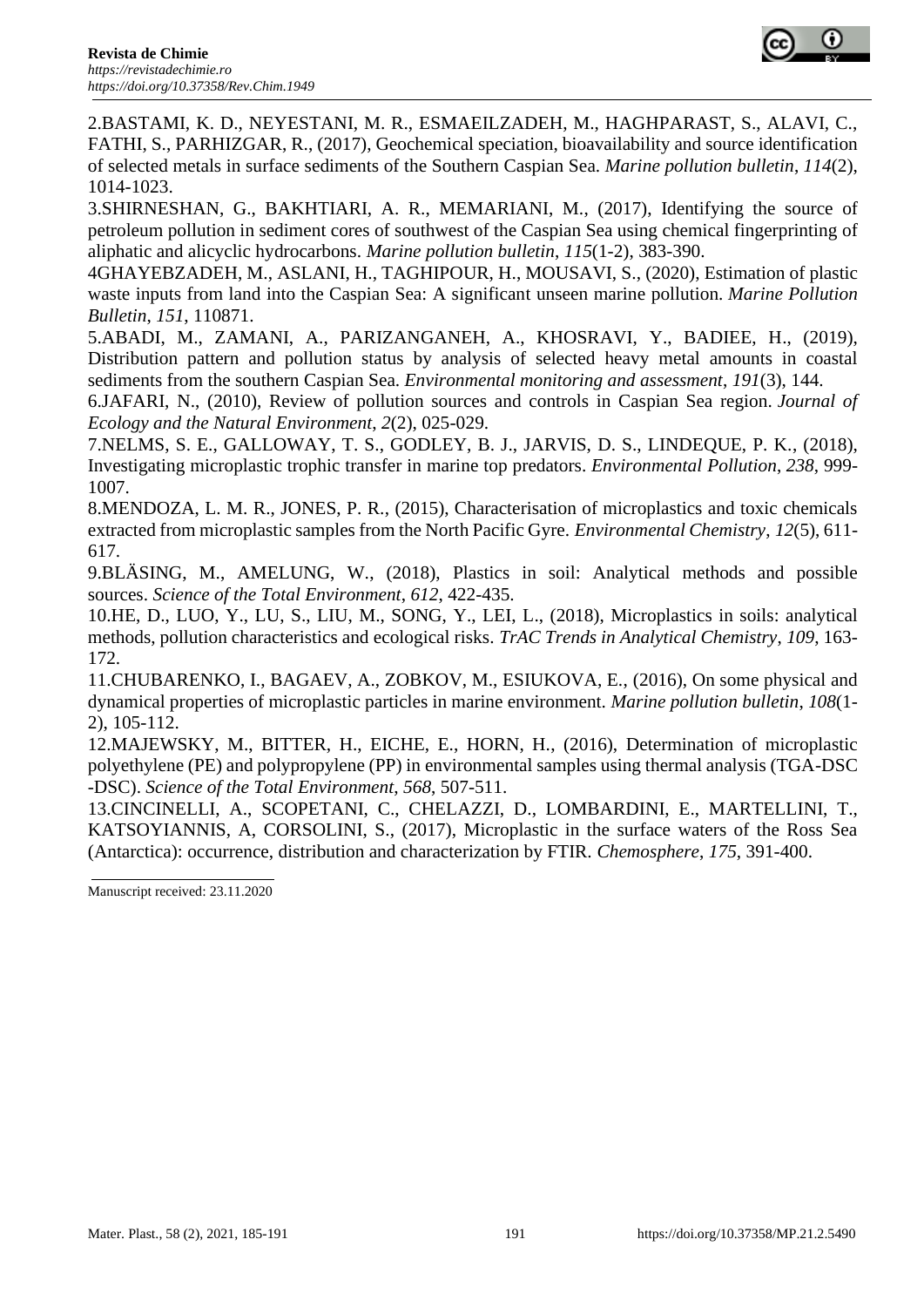2.BASTAMI, K. D., NEYESTANI, M. R., ESMAEILZADEH, M., HAGHPARAST, S., ALAVI, C., FATHI, S., PARHIZGAR, R., (2017), Geochemical speciation, bioavailability and source identification of selected metals in surface sediments of the Southern Caspian Sea. *Marine pollution bulletin*, *114*(2), 1014-1023.

3.SHIRNESHAN, G., BAKHTIARI, A. R., MEMARIANI, M., (2017), Identifying the source of petroleum pollution in sediment cores of southwest of the Caspian Sea using chemical fingerprinting of aliphatic and alicyclic hydrocarbons. *Marine pollution bulletin*, *115*(1-2), 383-390.

4GHAYEBZADEH, M., ASLANI, H., TAGHIPOUR, H., MOUSAVI, S., (2020), Estimation of plastic waste inputs from land into the Caspian Sea: A significant unseen marine pollution. *Marine Pollution Bulletin*, *151*, 110871.

5.ABADI, M., ZAMANI, A., PARIZANGANEH, A., KHOSRAVI, Y., BADIEE, H., (2019), Distribution pattern and pollution status by analysis of selected heavy metal amounts in coastal sediments from the southern Caspian Sea. *Environmental monitoring and assessment*, *191*(3), 144.

6.JAFARI, N., (2010), Review of pollution sources and controls in Caspian Sea region. *Journal of Ecology and the Natural Environment*, *2*(2), 025-029.

7.NELMS, S. E., GALLOWAY, T. S., GODLEY, B. J., JARVIS, D. S., LINDEQUE, P. K., (2018), Investigating microplastic trophic transfer in marine top predators. *Environmental Pollution*, *238*, 999-1007.

8.MENDOZA, L. M. R., JONES, P. R., (2015), Characterisation of microplastics and toxic chemicals extracted from microplastic samples from the North Pacific Gyre. *Environmental Chemistry*, *12*(5), 611-617.

9.BLÄSING, M., AMELUNG, W., (2018), Plastics in soil: Analytical methods and possible sources. *Science of the Total Environment*, *612*, 422-435.

10.HE, D., LUO, Y., LU, S., LIU, M., SONG, Y., LEI, L., (2018), Microplastics in soils: analytical methods, pollution characteristics and ecological risks. *TrAC Trends in Analytical Chemistry*, *109*, 163-172.

11.CHUBARENKO, I., BAGAEV, A., ZOBKOV, M., ESIUKOVA, E., (2016), On some physical and dynamical properties of microplastic particles in marine environment. *Marine pollution bulletin*, *108*(1-2), 105-112.

12.MAJEWSKY, M., BITTER, H., EICHE, E., HORN, H., (2016), Determination of microplastic polyethylene (PE) and polypropylene (PP) in environmental samples using thermal analysis (TGA-DSC -DSC). *Science of the Total Environment*, *568*, 507-511.

13.CINCINELLI, A., SCOPETANI, C., CHELAZZI, D., LOMBARDINI, E., MARTELLINI, T., KATSOYIANNIS, A, CORSOLINI, S., (2017), Microplastic in the surface waters of the Ross Sea (Antarctica): occurrence, distribution and characterization by FTIR. *Chemosphere*, *175*, 391-400.

Manuscript received: 23.11.2020